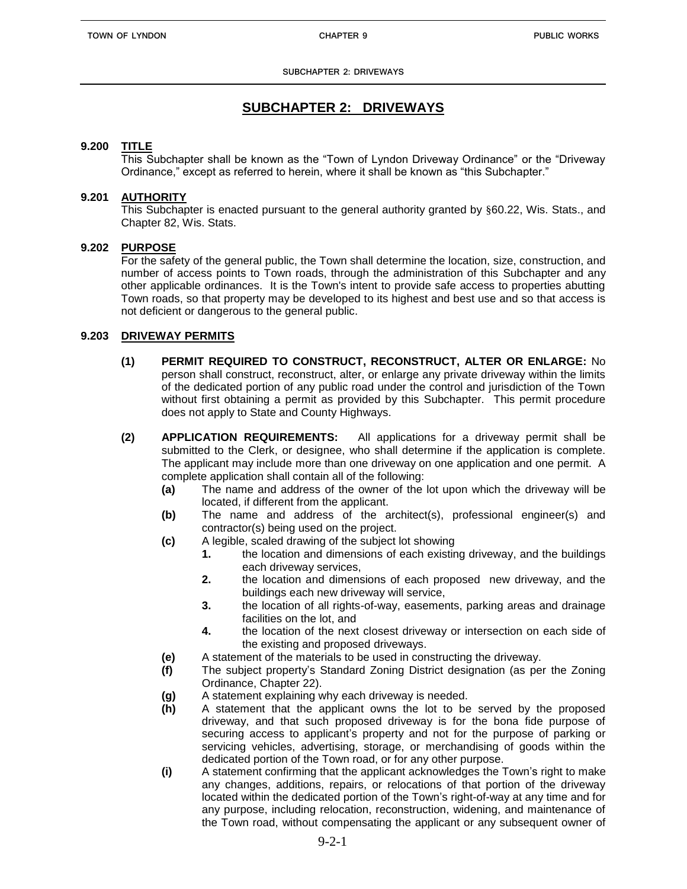# SUBCHAPTER 2: DRIVEWAYS

## 9.200 TITLE

This Subchapter shall be known as the "Town of Lyndon Driveway Ordinance" or the "Driveway Ordinance," except as referred to herein, where it shall be known as "this Subchapter."

## 9.201 AUTHORITY

This Subchapter is enacted pursuant to the general authority granted by §60.22, Wis. Stats., and Chapter 82, Wis. Stats.

## 9.202 PURPOSE

For the safety of the general public, the Town shall determine the location, size, construction, and number of access points to Town roads, through the administration of this Subchapter and any other applicable ordinances. It is the Town's intent to provide safe access to properties abutting Town roads, so that property may be developed to its highest and best use and so that access is not deficient or dangerous to the general public.

## 9.203 DRIVEWAY PERMITS

**(1) PERMIT REQUIRED TO CONSTRUCT, RECONSTRUCT, ALTER OR ENLARGE:** No person shall construct, reconstruct, alter, or enlarge any private driveway within the limits of the dedicated portion of any public road under the control and jurisdiction of the Town without first obtaining a permit as provided by this Subchapter. This permit procedure does not apply to State and County Highways.

**(2) APPLICATION REQUIREMENTS:** All applications for a driveway permit shall be submitted to the Clerk, or designee, who shall determine if the application is complete. The applicant may include more than one driveway on one application and one permit. A complete application shall contain all of the following:

- **(a)** The name and address of the owner of the lot upon which the driveway will be located, if different from the applicant.
- **(b)** The name and address of the architect(s), professional engineer(s) and contractor(s) being used on the project.
- **(c)** A legible, scaled drawing of the subject lot showing
  - **1.** the location and dimensions of each existing driveway, and the buildings each driveway services,
  - **2.** the location and dimensions of each proposed new driveway, and the buildings each new driveway will service,
  - **3.** the location of all rights-of-way, easements, parking areas and drainage facilities on the lot, and
  - **4.** the location of the next closest driveway or intersection on each side of the existing and proposed driveways.
- **(e)** A statement of the materials to be used in constructing the driveway.
- **(f)** The subject property's Standard Zoning District designation (as per the Zoning Ordinance, Chapter 22).
- **(g)** A statement explaining why each driveway is needed.
- **(h)** A statement that the applicant owns the lot to be served by the proposed driveway, and that such proposed driveway is for the bona fide purpose of securing access to applicant's property and not for the purpose of parking or servicing vehicles, advertising, storage, or merchandising of goods within the dedicated portion of the Town road, or for any other purpose.
- **(i)** A statement confirming that the applicant acknowledges the Town's right to make any changes, additions, repairs, or relocations of that portion of the driveway located within the dedicated portion of the Town's right-of-way at any time and for any purpose, including relocation, reconstruction, widening, and maintenance of the Town road, without compensating the applicant or any subsequent owner of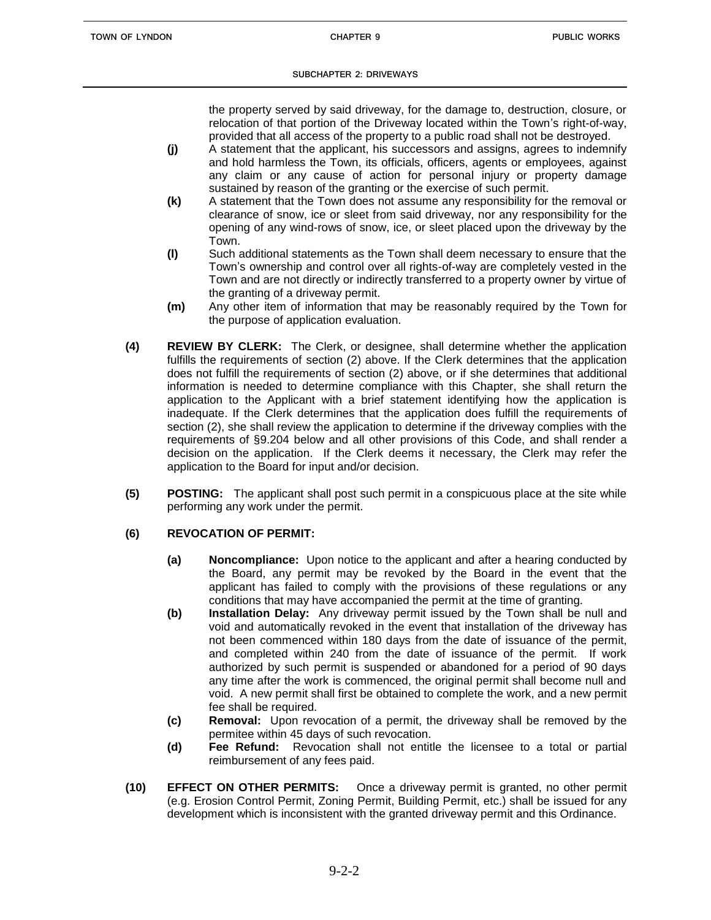the property served by said driveway, for the damage to, destruction, closure, or relocation of that portion of the Driveway located within the Town's right-of-way, provided that all access of the property to a public road shall not be destroyed.

- **(j)** A statement that the applicant, his successors and assigns, agrees to indemnify and hold harmless the Town, its officials, officers, agents or employees, against any claim or any cause of action for personal injury or property damage sustained by reason of the granting or the exercise of such permit.
- **(k)** A statement that the Town does not assume any responsibility for the removal or clearance of snow, ice or sleet from said driveway, nor any responsibility for the opening of any wind-rows of snow, ice, or sleet placed upon the driveway by the Town.
- **(l)** Such additional statements as the Town shall deem necessary to ensure that the Town's ownership and control over all rights-of-way are completely vested in the Town and are not directly or indirectly transferred to a property owner by virtue of the granting of a driveway permit.
- **(m)** Any other item of information that may be reasonably required by the Town for the purpose of application evaluation.

**(4) REVIEW BY CLERK:** The Clerk, or designee, shall determine whether the application fulfills the requirements of section (2) above. If the Clerk determines that the application does not fulfill the requirements of section (2) above, or if she determines that additional information is needed to determine compliance with this Chapter, she shall return the application to the Applicant with a brief statement identifying how the application is inadequate. If the Clerk determines that the application does fulfill the requirements of section (2), she shall review the application to determine if the driveway complies with the requirements of §9.204 below and all other provisions of this Code, and shall render a decision on the application. If the Clerk deems it necessary, the Clerk may refer the application to the Board for input and/or decision.

**(5) POSTING:** The applicant shall post such permit in a conspicuous place at the site while performing any work under the permit.

**(6) REVOCATION OF PERMIT:**

- **(a) Noncompliance:** Upon notice to the applicant and after a hearing conducted by the Board, any permit may be revoked by the Board in the event that the applicant has failed to comply with the provisions of these regulations or any conditions that may have accompanied the permit at the time of granting.
- **(b) Installation Delay:** Any driveway permit issued by the Town shall be null and void and automatically revoked in the event that installation of the driveway has not been commenced within 180 days from the date of issuance of the permit, and completed within 240 from the date of issuance of the permit. If work authorized by such permit is suspended or abandoned for a period of 90 days any time after the work is commenced, the original permit shall become null and void. A new permit shall first be obtained to complete the work, and a new permit fee shall be required.
- **(c) Removal:** Upon revocation of a permit, the driveway shall be removed by the permitee within 45 days of such revocation.
- **(d) Fee Refund:** Revocation shall not entitle the licensee to a total or partial reimbursement of any fees paid.

**(10) EFFECT ON OTHER PERMITS:** Once a driveway permit is granted, no other permit (e.g. Erosion Control Permit, Zoning Permit, Building Permit, etc.) shall be issued for any development which is inconsistent with the granted driveway permit and this Ordinance.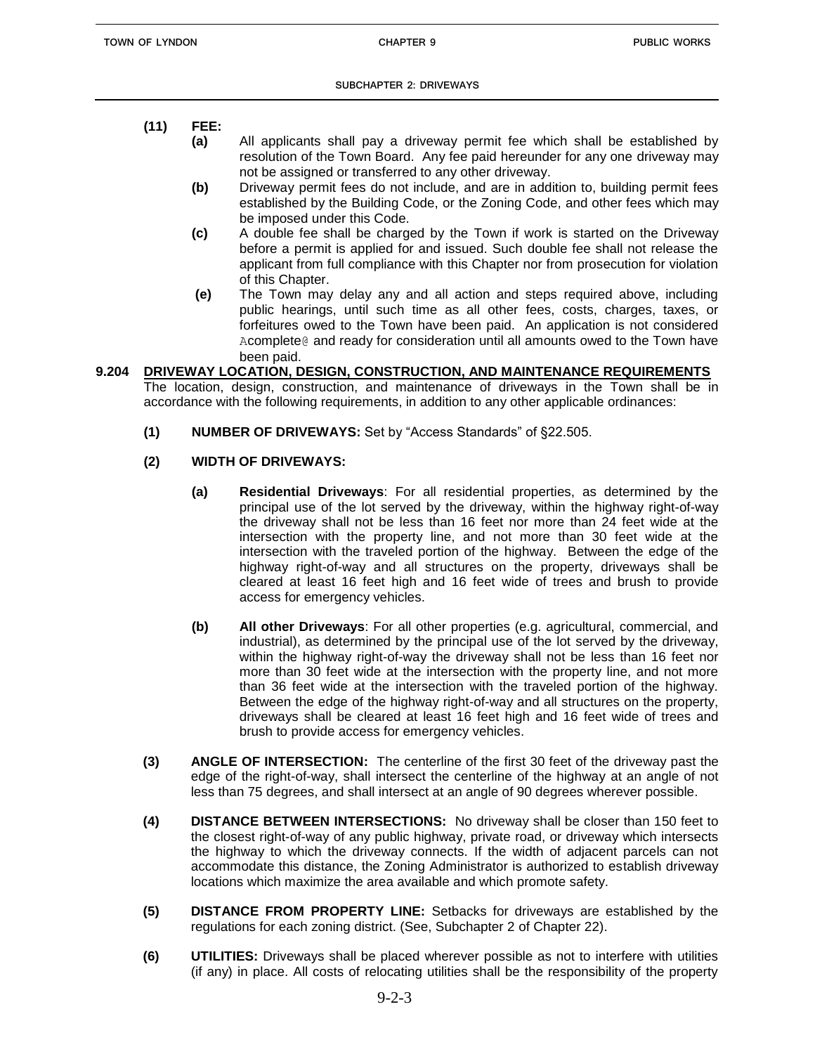**(11) FEE:**

**(a)** All applicants shall pay a driveway permit fee which shall be established by resolution of the Town Board. Any fee paid hereunder for any one driveway may not be assigned or transferred to any other driveway.

**(b)** Driveway permit fees do not include, and are in addition to, building permit fees established by the Building Code, or the Zoning Code, and other fees which may be imposed under this Code.

**(c)** A double fee shall be charged by the Town if work is started on the Driveway before a permit is applied for and issued. Such double fee shall not release the applicant from full compliance with this Chapter nor from prosecution for violation of this Chapter.

**(e)** The Town may delay any and all action and steps required above, including public hearings, until such time as all other fees, costs, charges, taxes, or forfeitures owed to the Town have been paid. An application is not considered Acomplete@ and ready for consideration until all amounts owed to the Town have been paid.

## 9.204 DRIVEWAY LOCATION, DESIGN, CONSTRUCTION, AND MAINTENANCE REQUIREMENTS

The location, design, construction, and maintenance of driveways in the Town shall be in accordance with the following requirements, in addition to any other applicable ordinances:

**(1) NUMBER OF DRIVEWAYS:** Set by "Access Standards" of §22.505.

**(2) WIDTH OF DRIVEWAYS:**

**(a) Residential Driveways**: For all residential properties, as determined by the principal use of the lot served by the driveway, within the highway right-of-way the driveway shall not be less than 16 feet nor more than 24 feet wide at the intersection with the property line, and not more than 30 feet wide at the intersection with the traveled portion of the highway. Between the edge of the highway right-of-way and all structures on the property, driveways shall be cleared at least 16 feet high and 16 feet wide of trees and brush to provide access for emergency vehicles.

**(b) All other Driveways**: For all other properties (e.g. agricultural, commercial, and industrial), as determined by the principal use of the lot served by the driveway, within the highway right-of-way the driveway shall not be less than 16 feet nor more than 30 feet wide at the intersection with the property line, and not more than 36 feet wide at the intersection with the traveled portion of the highway. Between the edge of the highway right-of-way and all structures on the property, driveways shall be cleared at least 16 feet high and 16 feet wide of trees and brush to provide access for emergency vehicles.

**(3) ANGLE OF INTERSECTION:** The centerline of the first 30 feet of the driveway past the edge of the right-of-way, shall intersect the centerline of the highway at an angle of not less than 75 degrees, and shall intersect at an angle of 90 degrees wherever possible.

**(4) DISTANCE BETWEEN INTERSECTIONS:** No driveway shall be closer than 150 feet to the closest right-of-way of any public highway, private road, or driveway which intersects the highway to which the driveway connects. If the width of adjacent parcels can not accommodate this distance, the Zoning Administrator is authorized to establish driveway locations which maximize the area available and which promote safety.

**(5) DISTANCE FROM PROPERTY LINE:** Setbacks for driveways are established by the regulations for each zoning district. (See, Subchapter 2 of Chapter 22).

**(6) UTILITIES:** Driveways shall be placed wherever possible as not to interfere with utilities (if any) in place. All costs of relocating utilities shall be the responsibility of the property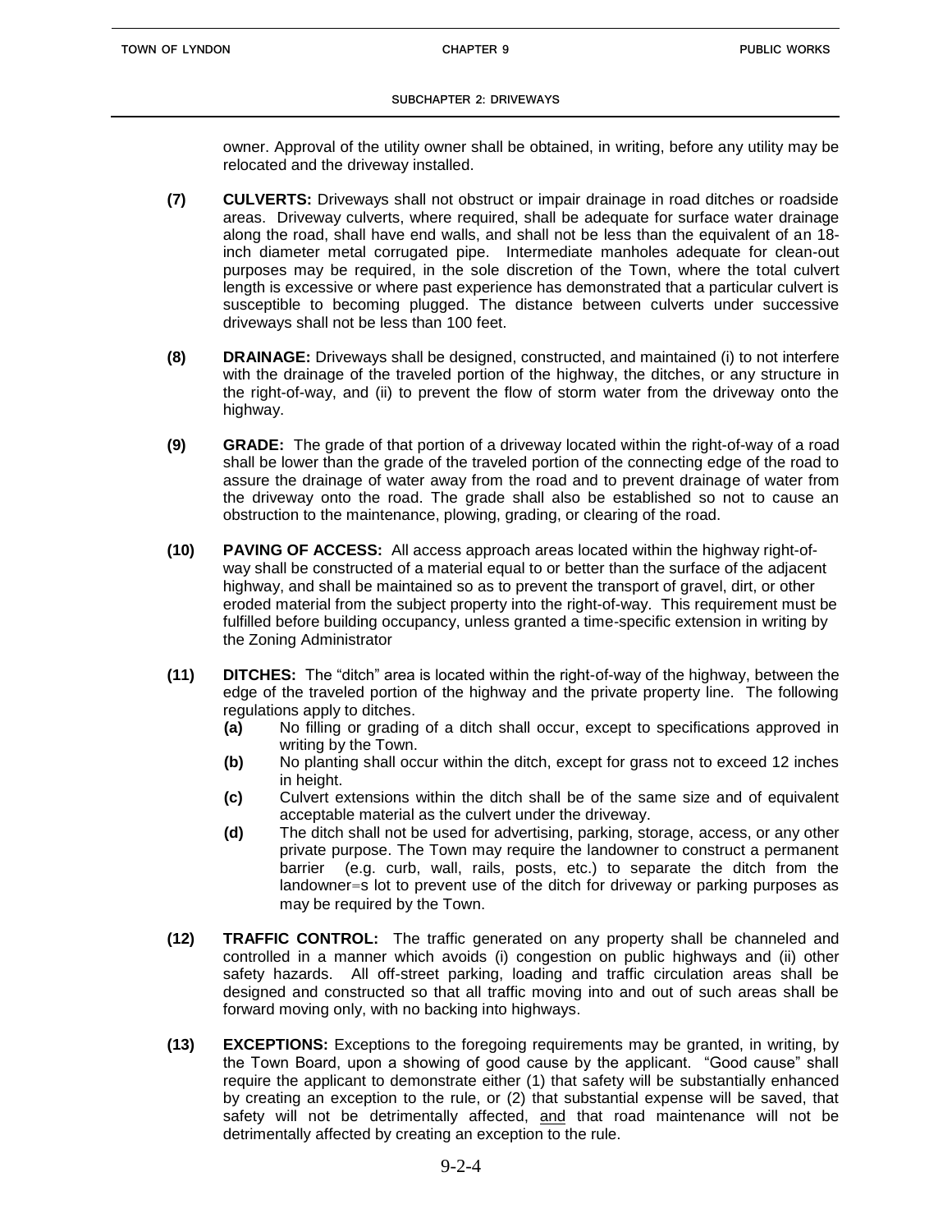owner. Approval of the utility owner shall be obtained, in writing, before any utility may be relocated and the driveway installed.

**(7) CULVERTS:** Driveways shall not obstruct or impair drainage in road ditches or roadside areas. Driveway culverts, where required, shall be adequate for surface water drainage along the road, shall have end walls, and shall not be less than the equivalent of an 18-inch diameter metal corrugated pipe. Intermediate manholes adequate for clean-out purposes may be required, in the sole discretion of the Town, where the total culvert length is excessive or where past experience has demonstrated that a particular culvert is susceptible to becoming plugged. The distance between culverts under successive driveways shall not be less than 100 feet.

**(8) DRAINAGE:** Driveways shall be designed, constructed, and maintained (i) to not interfere with the drainage of the traveled portion of the highway, the ditches, or any structure in the right-of-way, and (ii) to prevent the flow of storm water from the driveway onto the highway.

**(9) GRADE:** The grade of that portion of a driveway located within the right-of-way of a road shall be lower than the grade of the traveled portion of the connecting edge of the road to assure the drainage of water away from the road and to prevent drainage of water from the driveway onto the road. The grade shall also be established so not to cause an obstruction to the maintenance, plowing, grading, or clearing of the road.

**(10) PAVING OF ACCESS:** All access approach areas located within the highway right-of-way shall be constructed of a material equal to or better than the surface of the adjacent highway, and shall be maintained so as to prevent the transport of gravel, dirt, or other eroded material from the subject property into the right-of-way. This requirement must be fulfilled before building occupancy, unless granted a time-specific extension in writing by the Zoning Administrator

**(11) DITCHES:** The "ditch" area is located within the right-of-way of the highway, between the edge of the traveled portion of the highway and the private property line. The following regulations apply to ditches.

- **(a)** No filling or grading of a ditch shall occur, except to specifications approved in writing by the Town.
- **(b)** No planting shall occur within the ditch, except for grass not to exceed 12 inches in height.
- **(c)** Culvert extensions within the ditch shall be of the same size and of equivalent acceptable material as the culvert under the driveway.
- **(d)** The ditch shall not be used for advertising, parking, storage, access, or any other private purpose. The Town may require the landowner to construct a permanent barrier (e.g. curb, wall, rails, posts, etc.) to separate the ditch from the landowner=s lot to prevent use of the ditch for driveway or parking purposes as may be required by the Town.

**(12) TRAFFIC CONTROL:** The traffic generated on any property shall be channeled and controlled in a manner which avoids (i) congestion on public highways and (ii) other safety hazards. All off-street parking, loading and traffic circulation areas shall be designed and constructed so that all traffic moving into and out of such areas shall be forward moving only, with no backing into highways.

**(13) EXCEPTIONS:** Exceptions to the foregoing requirements may be granted, in writing, by the Town Board, upon a showing of good cause by the applicant. "Good cause" shall require the applicant to demonstrate either (1) that safety will be substantially enhanced by creating an exception to the rule, or (2) that substantial expense will be saved, that safety will not be detrimentally affected, <u>and</u> that road maintenance will not be detrimentally affected by creating an exception to the rule.